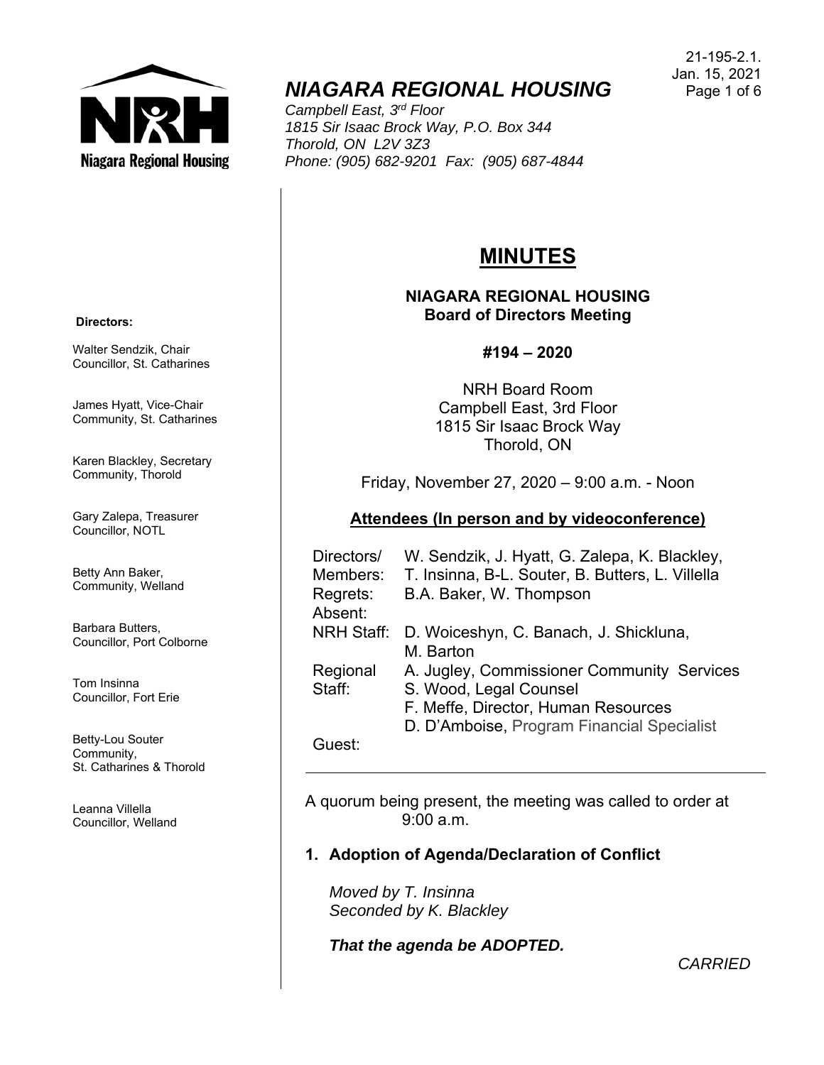21-195-2.1.
Jan. 15, 2021

# NIAGARA REGIONAL HOUSING

*Campbell East, 3rd Floor*
*1815 Sir Isaac Brock Way, P.O. Box 344*
*Thorold, ON L2V 3Z3*
*Phone: (905) 682-9201 Fax: (905) 687-4844*

**Directors:**

Walter Sendzik, Chair
Councillor, St. Catharines

James Hyatt, Vice-Chair
Community, St. Catharines

Karen Blackley, Secretary
Community, Thorold

Gary Zalepa, Treasurer
Councillor, NOTL

Betty Ann Baker,
Community, Welland

Barbara Butters,
Councillor, Port Colborne

Tom Insinna
Councillor, Fort Erie

Betty-Lou Souter
Community,
St. Catharines & Thorold

Leanna Villella
Councillor, Welland

## MINUTES

**NIAGARA REGIONAL HOUSING**
**Board of Directors Meeting**

**#194 – 2020**

NRH Board Room
Campbell East, 3rd Floor
1815 Sir Isaac Brock Way
Thorold, ON

Friday, November 27, 2020 – 9:00 a.m. - Noon

**Attendees (In person and by videoconference)**

| | |
|---|---|
| Directors/ Members: | W. Sendzik, J. Hyatt, G. Zalepa, K. Blackley, T. Insinna, B-L. Souter, B. Butters, L. Villella |
| Regrets: | B.A. Baker, W. Thompson |
| Absent: | |
| NRH Staff: | D. Woiceshyn, C. Banach, J. Shickluna, M. Barton |
| Regional Staff: | A. Jugley, Commissioner Community Services<br>S. Wood, Legal Counsel<br>F. Meffe, Director, Human Resources<br>D. D'Amboise, Program Financial Specialist |
| Guest: | |

A quorum being present, the meeting was called to order at 9:00 a.m.

### 1. Adoption of Agenda/Declaration of Conflict

*Moved by T. Insinna*
*Seconded by K. Blackley*

***That the agenda be ADOPTED.***

*CARRIED*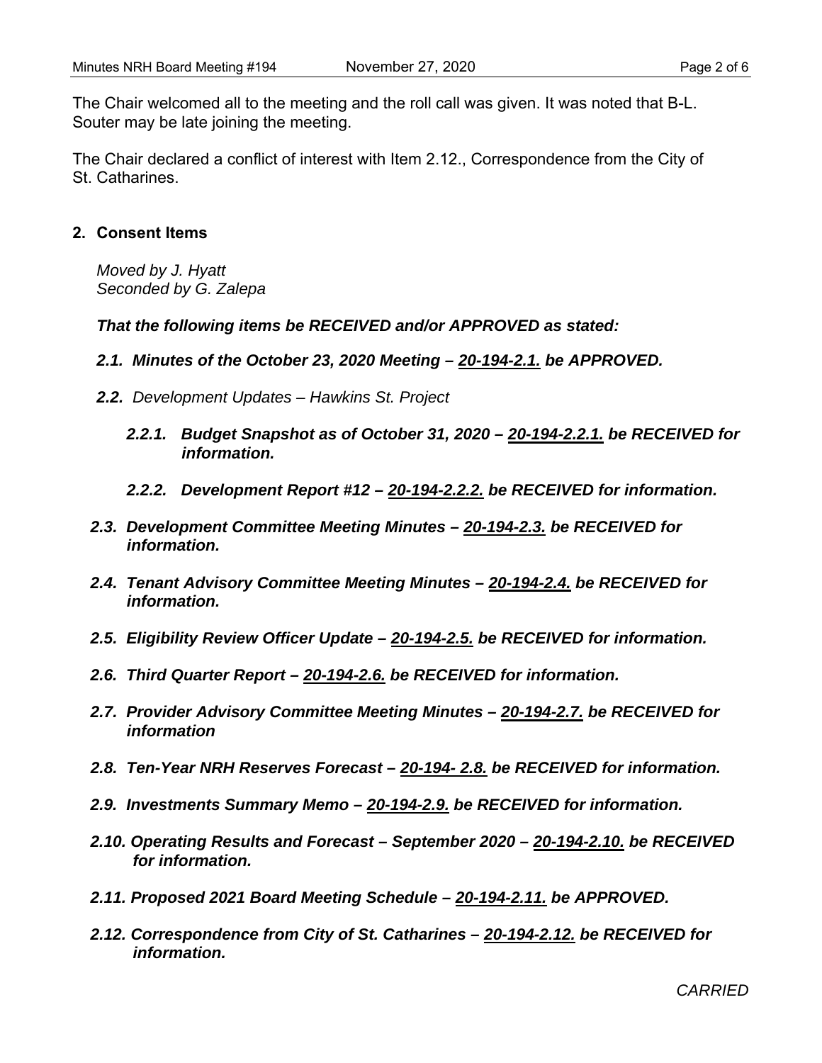The Chair welcomed all to the meeting and the roll call was given. It was noted that B-L. Souter may be late joining the meeting.

The Chair declared a conflict of interest with Item 2.12., Correspondence from the City of St. Catharines.

## 2. Consent Items

*Moved by J. Hyatt*
*Seconded by G. Zalepa*

***That the following items be RECEIVED and/or APPROVED as stated:***

***2.1. Minutes of the October 23, 2020 Meeting – 20-194-2.1. be APPROVED.***

***2.2.*** *Development Updates – Hawkins St. Project*

***2.2.1. Budget Snapshot as of October 31, 2020 – 20-194-2.2.1. be RECEIVED for information.***

***2.2.2. Development Report #12 – 20-194-2.2.2. be RECEIVED for information.***

***2.3. Development Committee Meeting Minutes – 20-194-2.3. be RECEIVED for information.***

***2.4. Tenant Advisory Committee Meeting Minutes – 20-194-2.4. be RECEIVED for information.***

***2.5. Eligibility Review Officer Update – 20-194-2.5. be RECEIVED for information.***

***2.6. Third Quarter Report – 20-194-2.6. be RECEIVED for information.***

***2.7. Provider Advisory Committee Meeting Minutes – 20-194-2.7. be RECEIVED for information***

***2.8. Ten-Year NRH Reserves Forecast – 20-194- 2.8. be RECEIVED for information.***

***2.9. Investments Summary Memo – 20-194-2.9. be RECEIVED for information.***

***2.10. Operating Results and Forecast – September 2020 – 20-194-2.10. be RECEIVED for information.***

***2.11. Proposed 2021 Board Meeting Schedule – 20-194-2.11. be APPROVED.***

***2.12. Correspondence from City of St. Catharines – 20-194-2.12. be RECEIVED for information.***

*CARRIED*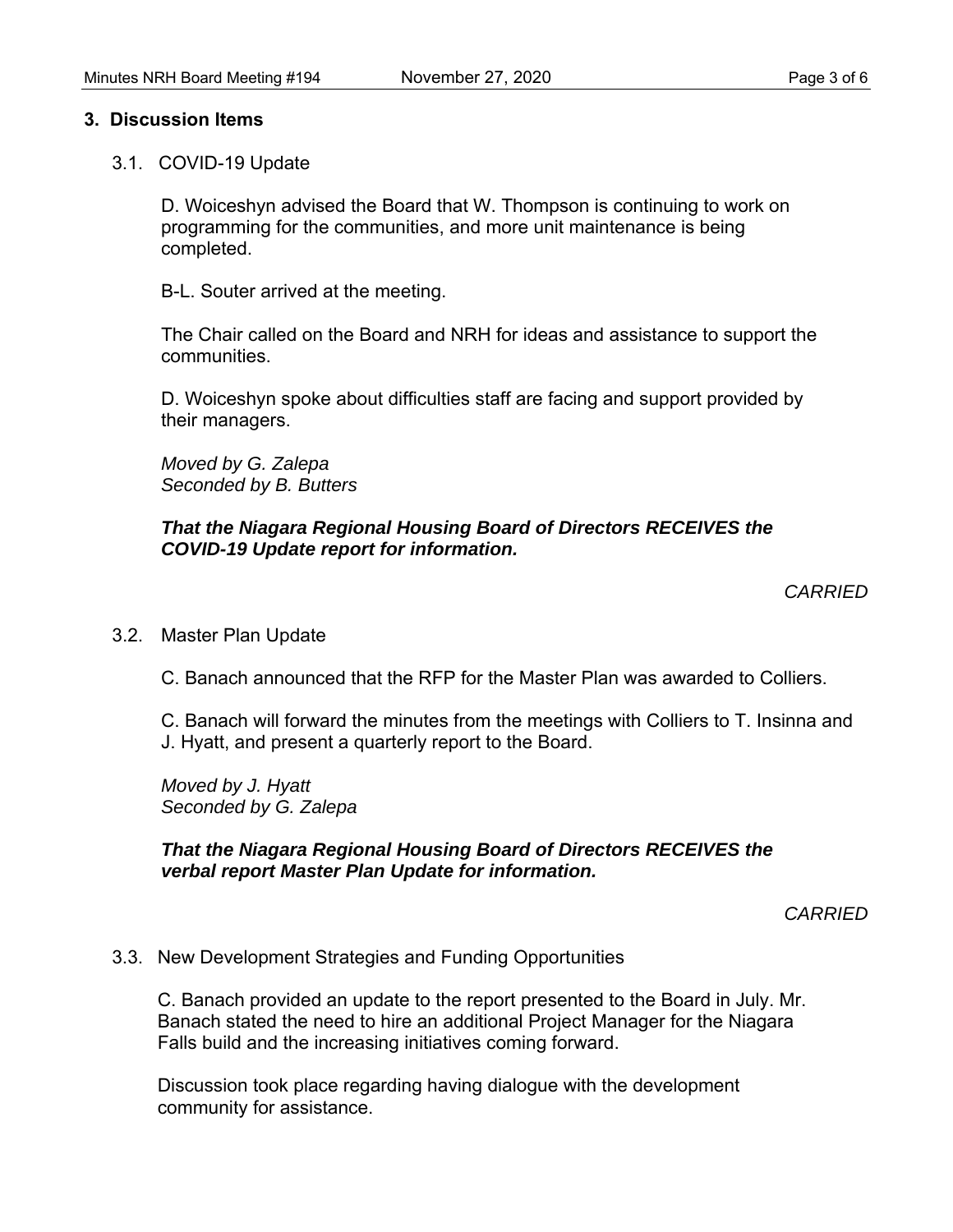## 3. Discussion Items

### 3.1. COVID-19 Update

D. Woiceshyn advised the Board that W. Thompson is continuing to work on programming for the communities, and more unit maintenance is being completed.

B-L. Souter arrived at the meeting.

The Chair called on the Board and NRH for ideas and assistance to support the communities.

D. Woiceshyn spoke about difficulties staff are facing and support provided by their managers.

*Moved by G. Zalepa*
*Seconded by B. Butters*

***That the Niagara Regional Housing Board of Directors RECEIVES the COVID-19 Update report for information.***

*CARRIED*

### 3.2. Master Plan Update

C. Banach announced that the RFP for the Master Plan was awarded to Colliers.

C. Banach will forward the minutes from the meetings with Colliers to T. Insinna and J. Hyatt, and present a quarterly report to the Board.

*Moved by J. Hyatt*
*Seconded by G. Zalepa*

***That the Niagara Regional Housing Board of Directors RECEIVES the verbal report Master Plan Update for information.***

*CARRIED*

### 3.3. New Development Strategies and Funding Opportunities

C. Banach provided an update to the report presented to the Board in July. Mr. Banach stated the need to hire an additional Project Manager for the Niagara Falls build and the increasing initiatives coming forward.

Discussion took place regarding having dialogue with the development community for assistance.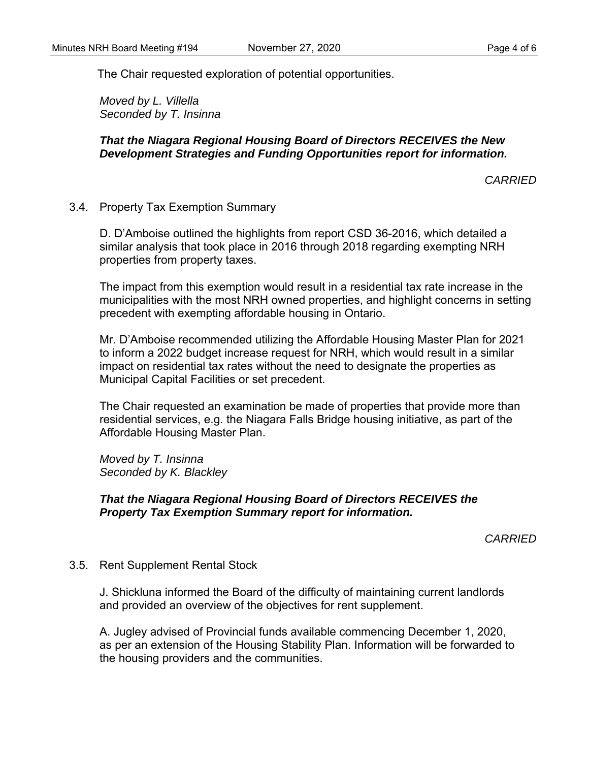The Chair requested exploration of potential opportunities.

*Moved by L. Villella*
*Seconded by T. Insinna*

***That the Niagara Regional Housing Board of Directors RECEIVES the New Development Strategies and Funding Opportunities report for information.***

*CARRIED*

### 3.4. Property Tax Exemption Summary

D. D'Amboise outlined the highlights from report CSD 36-2016, which detailed a similar analysis that took place in 2016 through 2018 regarding exempting NRH properties from property taxes.

The impact from this exemption would result in a residential tax rate increase in the municipalities with the most NRH owned properties, and highlight concerns in setting precedent with exempting affordable housing in Ontario.

Mr. D'Amboise recommended utilizing the Affordable Housing Master Plan for 2021 to inform a 2022 budget increase request for NRH, which would result in a similar impact on residential tax rates without the need to designate the properties as Municipal Capital Facilities or set precedent.

The Chair requested an examination be made of properties that provide more than residential services, e.g. the Niagara Falls Bridge housing initiative, as part of the Affordable Housing Master Plan.

*Moved by T. Insinna*
*Seconded by K. Blackley*

***That the Niagara Regional Housing Board of Directors RECEIVES the Property Tax Exemption Summary report for information.***

*CARRIED*

### 3.5. Rent Supplement Rental Stock

J. Shickluna informed the Board of the difficulty of maintaining current landlords and provided an overview of the objectives for rent supplement.

A. Jugley advised of Provincial funds available commencing December 1, 2020, as per an extension of the Housing Stability Plan. Information will be forwarded to the housing providers and the communities.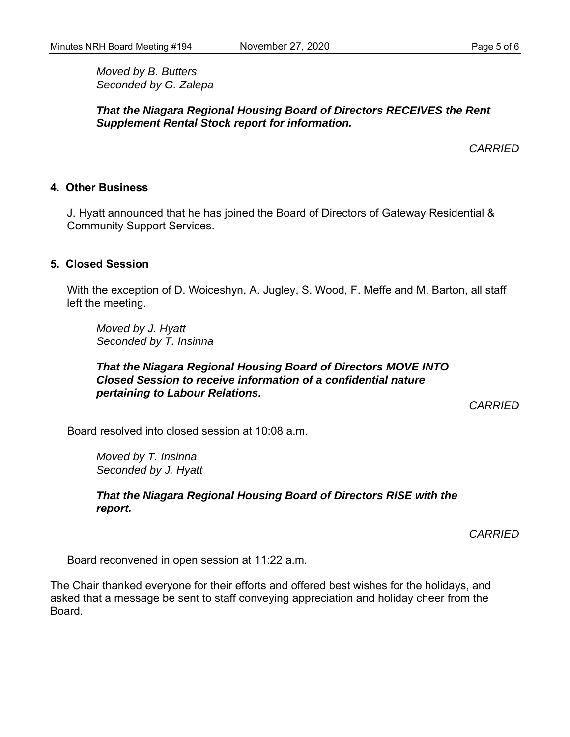*Moved by B. Butters*
*Seconded by G. Zalepa*

***That the Niagara Regional Housing Board of Directors RECEIVES the Rent Supplement Rental Stock report for information.***

*CARRIED*

## 4. Other Business

J. Hyatt announced that he has joined the Board of Directors of Gateway Residential & Community Support Services.

## 5. Closed Session

With the exception of D. Woiceshyn, A. Jugley, S. Wood, F. Meffe and M. Barton, all staff left the meeting.

*Moved by J. Hyatt*
*Seconded by T. Insinna*

***That the Niagara Regional Housing Board of Directors MOVE INTO Closed Session to receive information of a confidential nature pertaining to Labour Relations.***

*CARRIED*

Board resolved into closed session at 10:08 a.m.

*Moved by T. Insinna*
*Seconded by J. Hyatt*

***That the Niagara Regional Housing Board of Directors RISE with the report.***

*CARRIED*

Board reconvened in open session at 11:22 a.m.

The Chair thanked everyone for their efforts and offered best wishes for the holidays, and asked that a message be sent to staff conveying appreciation and holiday cheer from the Board.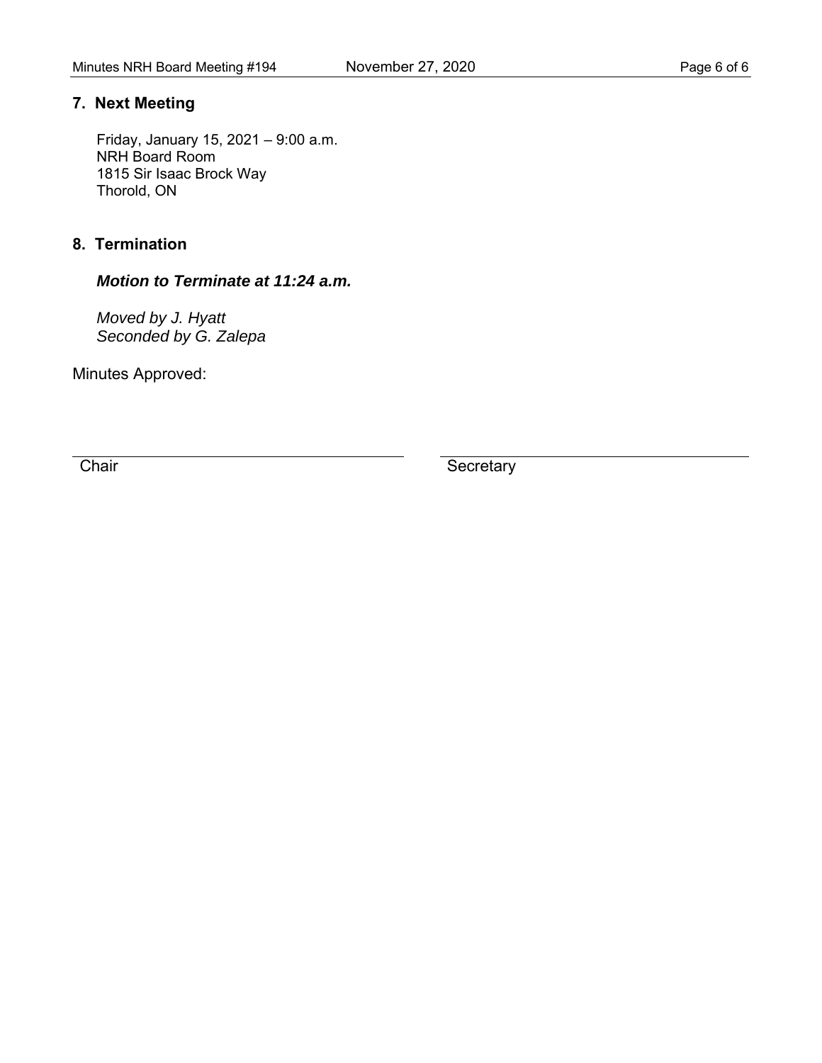## 7. Next Meeting

Friday, January 15, 2021 – 9:00 a.m.
NRH Board Room
1815 Sir Isaac Brock Way
Thorold, ON

## 8. Termination

***Motion to Terminate at 11:24 a.m.***

*Moved by J. Hyatt*
*Seconded by G. Zalepa*

Minutes Approved:

Chair

Secretary